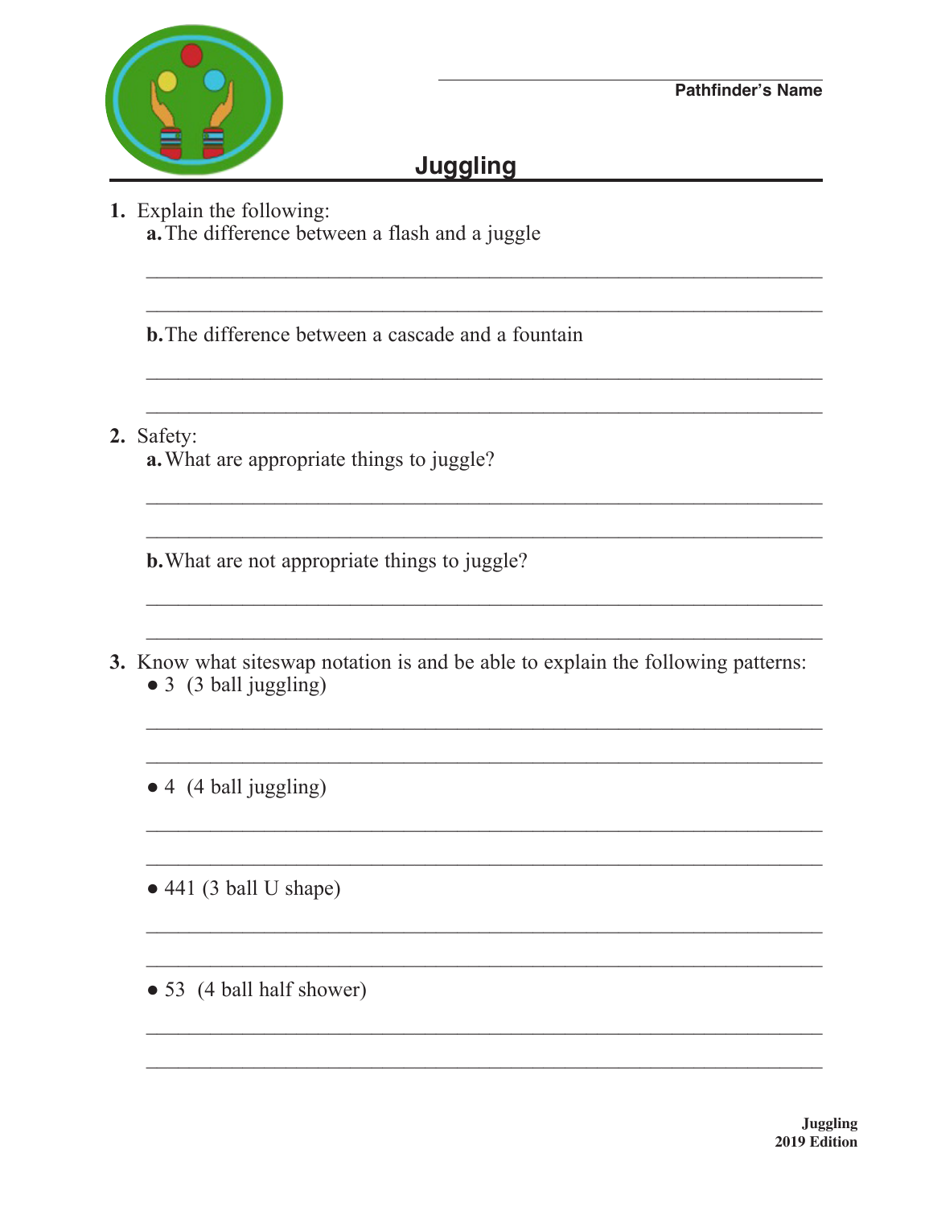Pathfinder's Name

# Juggling

1. Explain the following:
   - **a.** The difference between a flash and a juggle
   - **b.** The difference between a cascade and a fountain

2. Safety:
   - **a.** What are appropriate things to juggle?
   - **b.** What are not appropriate things to juggle?

3. Know what siteswap notation is and be able to explain the following patterns:
   - 3 (3 ball juggling)
   - 4 (4 ball juggling)
   - 441 (3 ball U shape)
   - 53 (4 ball half shower)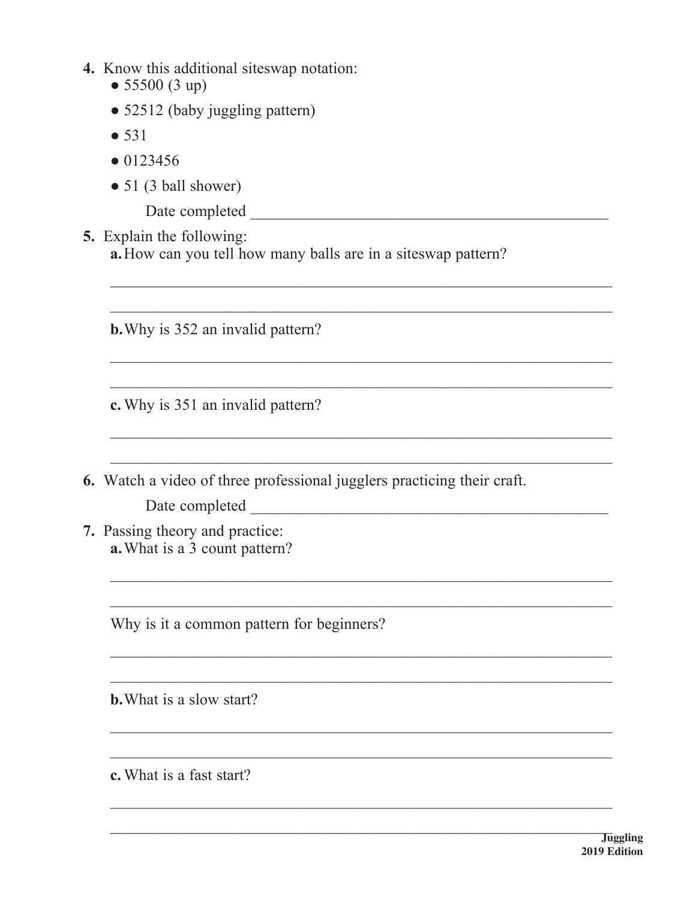4. Know this additional siteswap notation:
   - 55500 (3 up)
   - 52512 (baby juggling pattern)
   - 531
   - 0123456
   - 51 (3 ball shower)

   Date completed ______________________________________________

5. Explain the following:
   **a.** How can you tell how many balls are in a siteswap pattern?

   _________________________________________________________________

   _________________________________________________________________

   **b.** Why is 352 an invalid pattern?

   _________________________________________________________________

   _________________________________________________________________

   **c.** Why is 351 an invalid pattern?

   _________________________________________________________________

   _________________________________________________________________

6. Watch a video of three professional jugglers practicing their craft.

   Date completed ______________________________________________

7. Passing theory and practice:
   **a.** What is a 3 count pattern?

   _________________________________________________________________

   _________________________________________________________________

   Why is it a common pattern for beginners?

   _________________________________________________________________

   _________________________________________________________________

   **b.** What is a slow start?

   _________________________________________________________________

   _________________________________________________________________

   **c.** What is a fast start?

   _________________________________________________________________

   _________________________________________________________________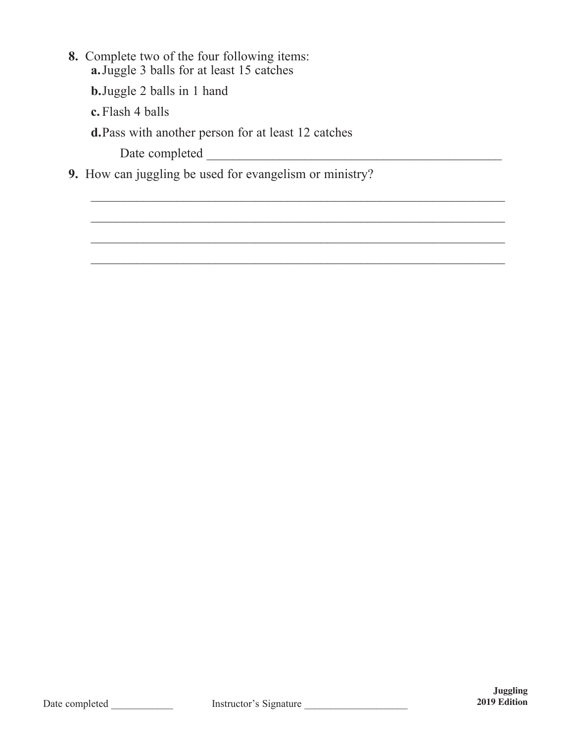8. Complete two of the four following items:
   **a.** Juggle 3 balls for at least 15 catches

   **b.** Juggle 2 balls in 1 hand

   **c.** Flash 4 balls

   **d.** Pass with another person for at least 12 catches

   Date completed _______________________________________________

9. How can juggling be used for evangelism or ministry?

   _________________________________________________________________

   _________________________________________________________________

   _________________________________________________________________

   _________________________________________________________________

Date completed ____________ Instructor's Signature ____________________

**Juggling**
**2019 Edition**